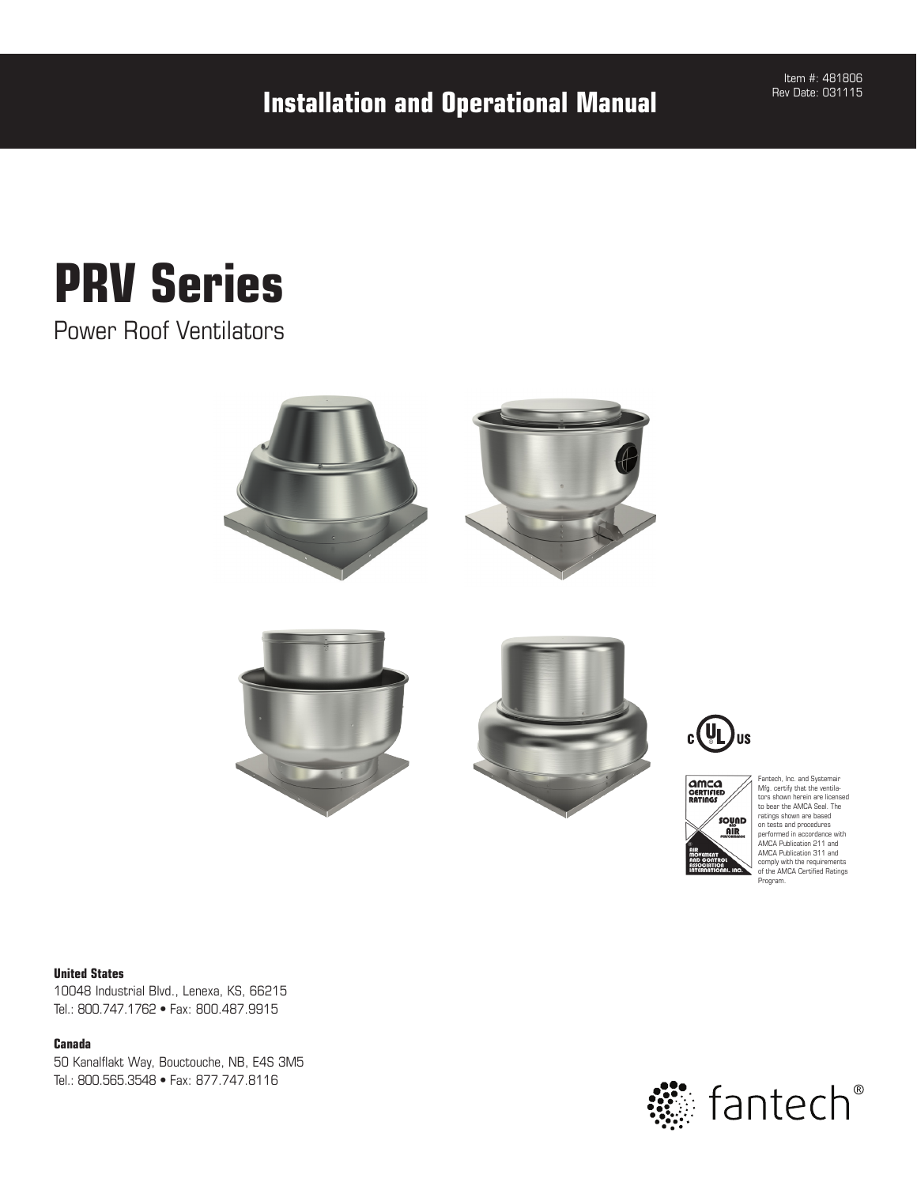# Installation and Operational Manual

Item #: 481806
Rev Date: 031115

# PRV Series

## Power Roof Ventilators

Fantech, Inc. and Systemair Mfg. certify that the ventilators shown herein are licensed to bear the AMCA Seal. The ratings shown are based on tests and procedures performed in accordance with AMCA Publication 211 and AMCA Publication 311 and comply with the requirements of the AMCA Certified Ratings Program.

**United States**
10048 Industrial Blvd., Lenexa, KS, 66215
Tel.: 800.747.1762 • Fax: 800.487.9915

**Canada**
50 Kanalflakt Way, Bouctouche, NB, E4S 3M5
Tel.: 800.565.3548 • Fax: 877.747.8116

fantech®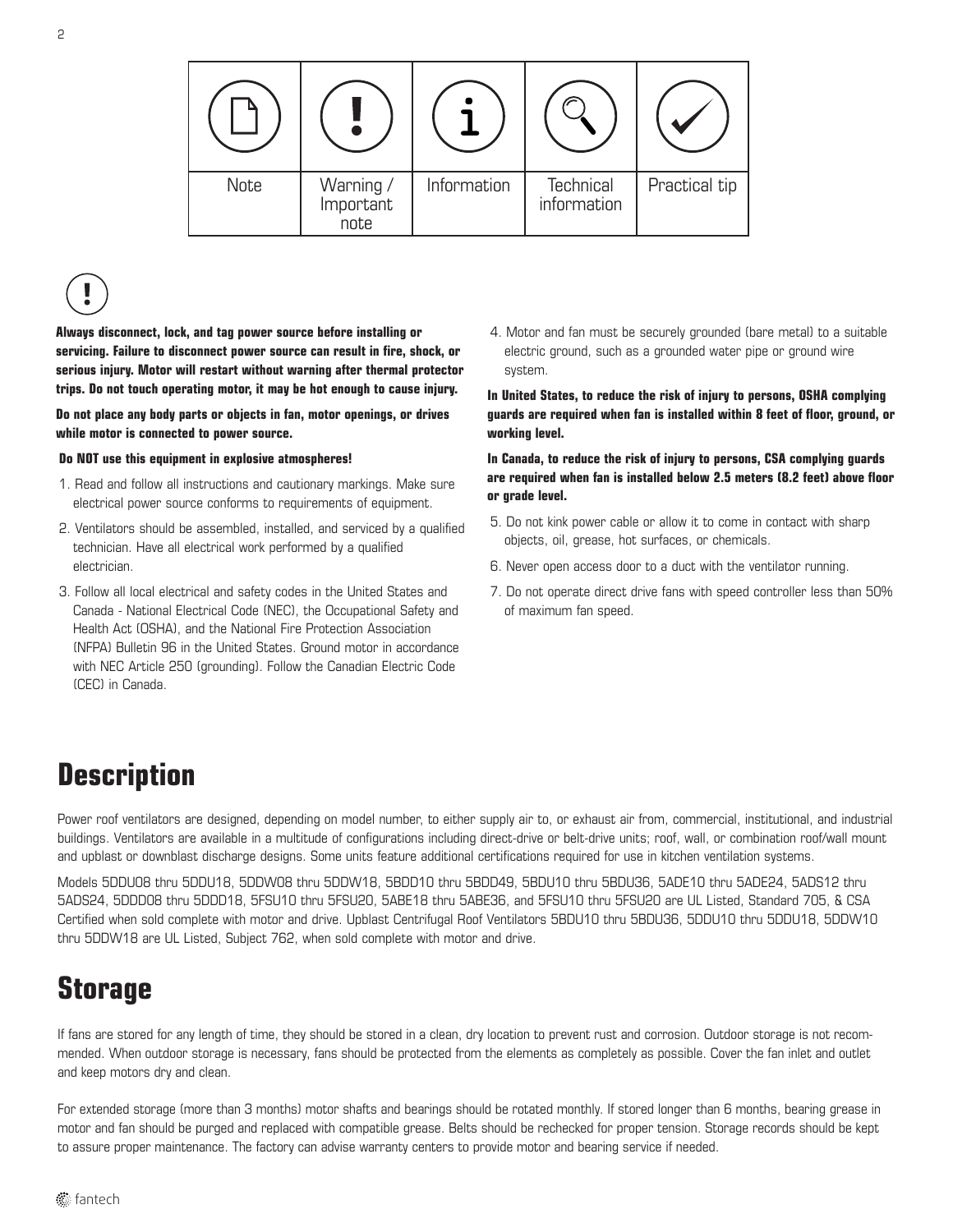| Note | Warning / Important note | Information | Technical information | Practical tip |
|---|---|---|---|---|

**Always disconnect, lock, and tag power source before installing or servicing. Failure to disconnect power source can result in fire, shock, or serious injury. Motor will restart without warning after thermal protector trips. Do not touch operating motor, it may be hot enough to cause injury.**

**Do not place any body parts or objects in fan, motor openings, or drives while motor is connected to power source.**

**Do NOT use this equipment in explosive atmospheres!**

1. Read and follow all instructions and cautionary markings. Make sure electrical power source conforms to requirements of equipment.
2. Ventilators should be assembled, installed, and serviced by a qualified technician. Have all electrical work performed by a qualified electrician.
3. Follow all local electrical and safety codes in the United States and Canada - National Electrical Code (NEC), the Occupational Safety and Health Act (OSHA), and the National Fire Protection Association (NFPA) Bulletin 96 in the United States. Ground motor in accordance with NEC Article 250 (grounding). Follow the Canadian Electric Code (CEC) in Canada.
4. Motor and fan must be securely grounded (bare metal) to a suitable electric ground, such as a grounded water pipe or ground wire system.

**In United States, to reduce the risk of injury to persons, OSHA complying guards are required when fan is installed within 8 feet of floor, ground, or working level.**

**In Canada, to reduce the risk of injury to persons, CSA complying guards are required when fan is installed below 2.5 meters (8.2 feet) above floor or grade level.**

5. Do not kink power cable or allow it to come in contact with sharp objects, oil, grease, hot surfaces, or chemicals.
6. Never open access door to a duct with the ventilator running.
7. Do not operate direct drive fans with speed controller less than 50% of maximum fan speed.

# Description

Power roof ventilators are designed, depending on model number, to either supply air to, or exhaust air from, commercial, institutional, and industrial buildings. Ventilators are available in a multitude of configurations including direct-drive or belt-drive units; roof, wall, or combination roof/wall mount and upblast or downblast discharge designs. Some units feature additional certifications required for use in kitchen ventilation systems.

Models 5DDU08 thru 5DDU18, 5DDW08 thru 5DDW18, 5BDD10 thru 5BDD49, 5BDU10 thru 5BDU36, 5ADE10 thru 5ADE24, 5ADS12 thru 5ADS24, 5DDD08 thru 5DDD18, 5FSU10 thru 5FSU20, 5ABE18 thru 5ABE36, and 5FSU10 thru 5FSU20 are UL Listed, Standard 705, & CSA Certified when sold complete with motor and drive. Upblast Centrifugal Roof Ventilators 5BDU10 thru 5BDU36, 5DDU10 thru 5DDU18, 5DDW10 thru 5DDW18 are UL Listed, Subject 762, when sold complete with motor and drive.

# Storage

If fans are stored for any length of time, they should be stored in a clean, dry location to prevent rust and corrosion. Outdoor storage is not recommended. When outdoor storage is necessary, fans should be protected from the elements as completely as possible. Cover the fan inlet and outlet and keep motors dry and clean.

For extended storage (more than 3 months) motor shafts and bearings should be rotated monthly. If stored longer than 6 months, bearing grease in motor and fan should be purged and replaced with compatible grease. Belts should be rechecked for proper tension. Storage records should be kept to assure proper maintenance. The factory can advise warranty centers to provide motor and bearing service if needed.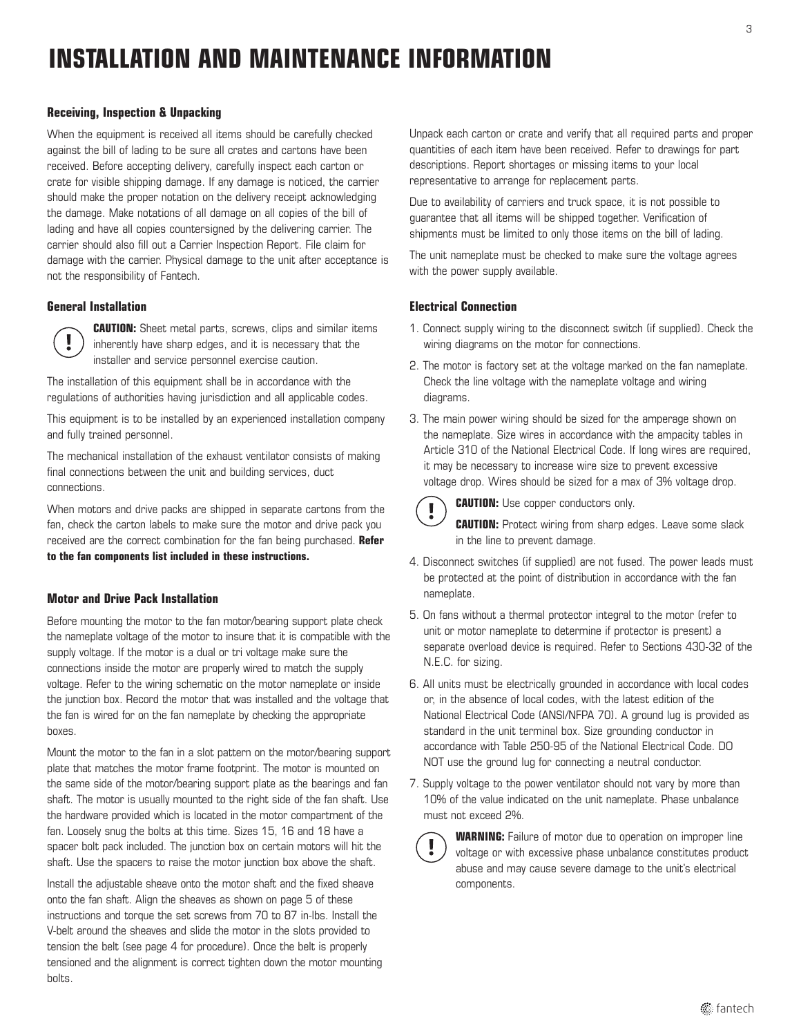# INSTALLATION AND MAINTENANCE INFORMATION

### Receiving, Inspection & Unpacking

When the equipment is received all items should be carefully checked against the bill of lading to be sure all crates and cartons have been received. Before accepting delivery, carefully inspect each carton or crate for visible shipping damage. If any damage is noticed, the carrier should make the proper notation on the delivery receipt acknowledging the damage. Make notations of all damage on all copies of the bill of lading and have all copies countersigned by the delivering carrier. The carrier should also fill out a Carrier Inspection Report. File claim for damage with the carrier. Physical damage to the unit after acceptance is not the responsibility of Fantech.

Unpack each carton or crate and verify that all required parts and proper quantities of each item have been received. Refer to drawings for part descriptions. Report shortages or missing items to your local representative to arrange for replacement parts.

Due to availability of carriers and truck space, it is not possible to guarantee that all items will be shipped together. Verification of shipments must be limited to only those items on the bill of lading.

The unit nameplate must be checked to make sure the voltage agrees with the power supply available.

### General Installation

**CAUTION:** Sheet metal parts, screws, clips and similar items inherently have sharp edges, and it is necessary that the installer and service personnel exercise caution.

The installation of this equipment shall be in accordance with the regulations of authorities having jurisdiction and all applicable codes.

This equipment is to be installed by an experienced installation company and fully trained personnel.

The mechanical installation of the exhaust ventilator consists of making final connections between the unit and building services, duct connections.

When motors and drive packs are shipped in separate cartons from the fan, check the carton labels to make sure the motor and drive pack you received are the correct combination for the fan being purchased. **Refer to the fan components list included in these instructions.**

### Motor and Drive Pack Installation

Before mounting the motor to the fan motor/bearing support plate check the nameplate voltage of the motor to insure that it is compatible with the supply voltage. If the motor is a dual or tri voltage make sure the connections inside the motor are properly wired to match the supply voltage. Refer to the wiring schematic on the motor nameplate or inside the junction box. Record the motor that was installed and the voltage that the fan is wired for on the fan nameplate by checking the appropriate boxes.

Mount the motor to the fan in a slot pattern on the motor/bearing support plate that matches the motor frame footprint. The motor is mounted on the same side of the motor/bearing support plate as the bearings and fan shaft. The motor is usually mounted to the right side of the fan shaft. Use the hardware provided which is located in the motor compartment of the fan. Loosely snug the bolts at this time. Sizes 15, 16 and 18 have a spacer bolt pack included. The junction box on certain motors will hit the shaft. Use the spacers to raise the motor junction box above the shaft.

Install the adjustable sheave onto the motor shaft and the fixed sheave onto the fan shaft. Align the sheaves as shown on page 5 of these instructions and torque the set screws from 70 to 87 in-lbs. Install the V-belt around the sheaves and slide the motor in the slots provided to tension the belt (see page 4 for procedure). Once the belt is properly tensioned and the alignment is correct tighten down the motor mounting bolts.

### Electrical Connection

1. Connect supply wiring to the disconnect switch (if supplied). Check the wiring diagrams on the motor for connections.
2. The motor is factory set at the voltage marked on the fan nameplate. Check the line voltage with the nameplate voltage and wiring diagrams.
3. The main power wiring should be sized for the amperage shown on the nameplate. Size wires in accordance with the ampacity tables in Article 310 of the National Electrical Code. If long wires are required, it may be necessary to increase wire size to prevent excessive voltage drop. Wires should be sized for a max of 3% voltage drop.

   **CAUTION:** Use copper conductors only.

   **CAUTION:** Protect wiring from sharp edges. Leave some slack in the line to prevent damage.

4. Disconnect switches (if supplied) are not fused. The power leads must be protected at the point of distribution in accordance with the fan nameplate.
5. On fans without a thermal protector integral to the motor (refer to unit or motor nameplate to determine if protector is present) a separate overload device is required. Refer to Sections 430-32 of the N.E.C. for sizing.
6. All units must be electrically grounded in accordance with local codes or, in the absence of local codes, with the latest edition of the National Electrical Code (ANSI/NFPA 70). A ground lug is provided as standard in the unit terminal box. Size grounding conductor in accordance with Table 250-95 of the National Electrical Code. DO NOT use the ground lug for connecting a neutral conductor.
7. Supply voltage to the power ventilator should not vary by more than 10% of the value indicated on the unit nameplate. Phase unbalance must not exceed 2%.

   **WARNING:** Failure of motor due to operation on improper line voltage or with excessive phase unbalance constitutes product abuse and may cause severe damage to the unit's electrical components.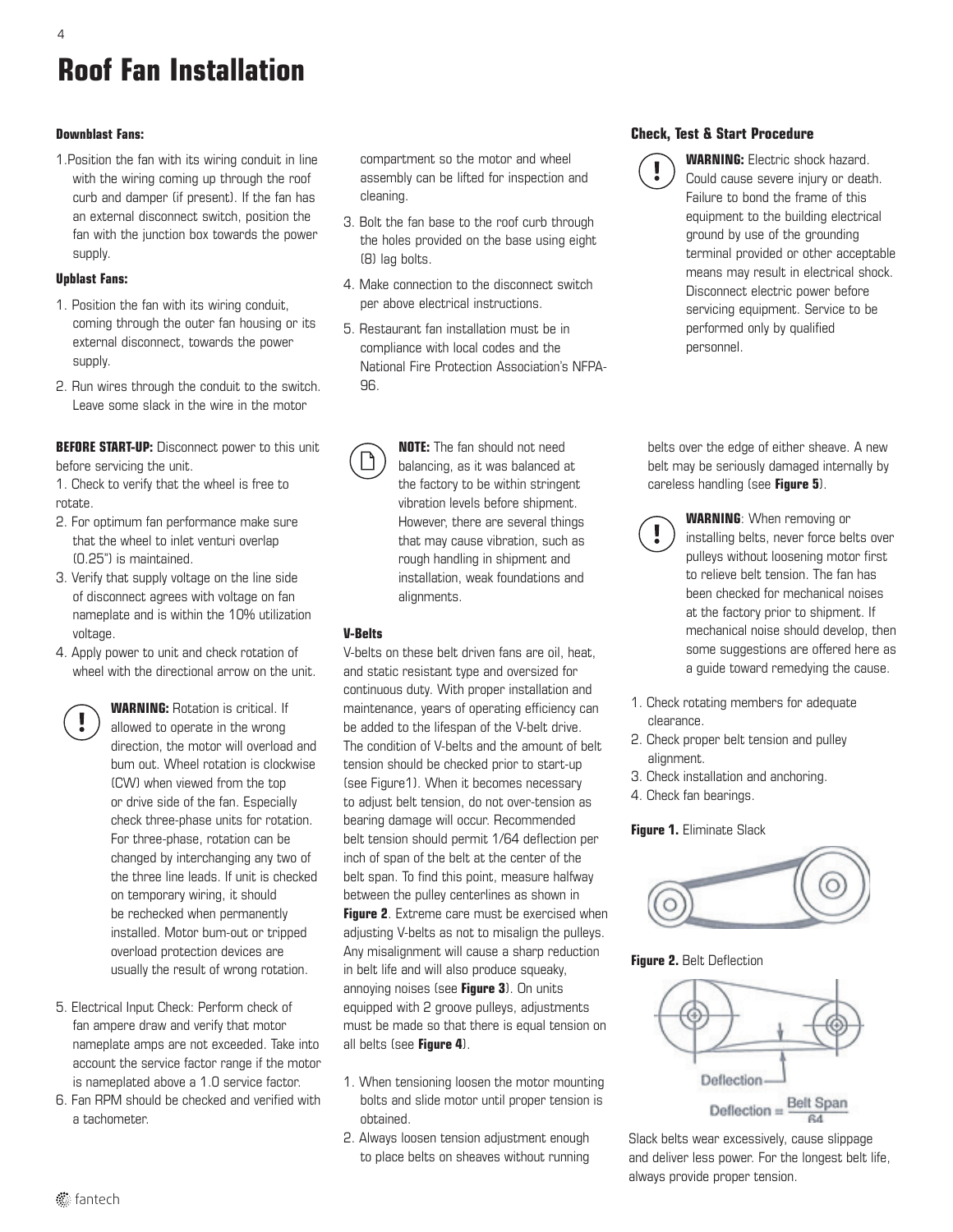# Roof Fan Installation

#### Downblast Fans:

1. Position the fan with its wiring conduit in line with the wiring coming up through the roof curb and damper (if present). If the fan has an external disconnect switch, position the fan with the junction box towards the power supply.

#### Upblast Fans:

1. Position the fan with its wiring conduit, coming through the outer fan housing or its external disconnect, towards the power supply.
2. Run wires through the conduit to the switch. Leave some slack in the wire in the motor compartment so the motor and wheel assembly can be lifted for inspection and cleaning.
3. Bolt the fan base to the roof curb through the holes provided on the base using eight (8) lag bolts.
4. Make connection to the disconnect switch per above electrical instructions.
5. Restaurant fan installation must be in compliance with local codes and the National Fire Protection Association's NFPA-96.

### Check, Test & Start Procedure

**WARNING:** Electric shock hazard. Could cause severe injury or death. Failure to bond the frame of this equipment to the building electrical ground by use of the grounding terminal provided or other acceptable means may result in electrical shock. Disconnect electric power before servicing equipment. Service to be performed only by qualified personnel.

**BEFORE START-UP:** Disconnect power to this unit before servicing the unit.

1. Check to verify that the wheel is free to rotate.
2. For optimum fan performance make sure that the wheel to inlet venturi overlap (0.25") is maintained.
3. Verify that supply voltage on the line side of disconnect agrees with voltage on fan nameplate and is within the 10% utilization voltage.
4. Apply power to unit and check rotation of wheel with the directional arrow on the unit.

   **WARNING:** Rotation is critical. If allowed to operate in the wrong direction, the motor will overload and bum out. Wheel rotation is clockwise (CW) when viewed from the top or drive side of the fan. Especially check three-phase units for rotation. For three-phase, rotation can be changed by interchanging any two of the three line leads. If unit is checked on temporary wiring, it should be rechecked when permanently installed. Motor bum-out or tripped overload protection devices are usually the result of wrong rotation.

5. Electrical Input Check: Perform check of fan ampere draw and verify that motor nameplate amps are not exceeded. Take into account the service factor range if the motor is nameplated above a 1.0 service factor.
6. Fan RPM should be checked and verified with a tachometer.

**NOTE:** The fan should not need balancing, as it was balanced at the factory to be within stringent vibration levels before shipment. However, there are several things that may cause vibration, such as rough handling in shipment and installation, weak foundations and alignments.

#### V-Belts

V-belts on these belt driven fans are oil, heat, and static resistant type and oversized for continuous duty. With proper installation and maintenance, years of operating efficiency can be added to the lifespan of the V-belt drive. The condition of V-belts and the amount of belt tension should be checked prior to start-up (see Figure1). When it becomes necessary to adjust belt tension, do not over-tension as bearing damage will occur. Recommended belt tension should permit 1/64 deflection per inch of span of the belt at the center of the belt span. To find this point, measure halfway between the pulley centerlines as shown in **Figure 2**. Extreme care must be exercised when adjusting V-belts as not to misalign the pulleys. Any misalignment will cause a sharp reduction in belt life and will also produce squeaky, annoying noises (see **Figure 3**). On units equipped with 2 groove pulleys, adjustments must be made so that there is equal tension on all belts (see **Figure 4**).

1. When tensioning loosen the motor mounting bolts and slide motor until proper tension is obtained.
2. Always loosen tension adjustment enough to place belts on sheaves without running belts over the edge of either sheave. A new belt may be seriously damaged internally by careless handling (see **Figure 5**).

**WARNING**: When removing or installing belts, never force belts over pulleys without loosening motor first to relieve belt tension. The fan has been checked for mechanical noises at the factory prior to shipment. If mechanical noise should develop, then some suggestions are offered here as a guide toward remedying the cause.

1. Check rotating members for adequate clearance.
2. Check proper belt tension and pulley alignment.
3. Check installation and anchoring.
4. Check fan bearings.

**Figure 1.** Eliminate Slack

**Figure 2.** Belt Deflection

Deflection

$$\text{Deflection} = \frac{\text{Belt Span}}{64}$$

Slack belts wear excessively, cause slippage and deliver less power. For the longest belt life, always provide proper tension.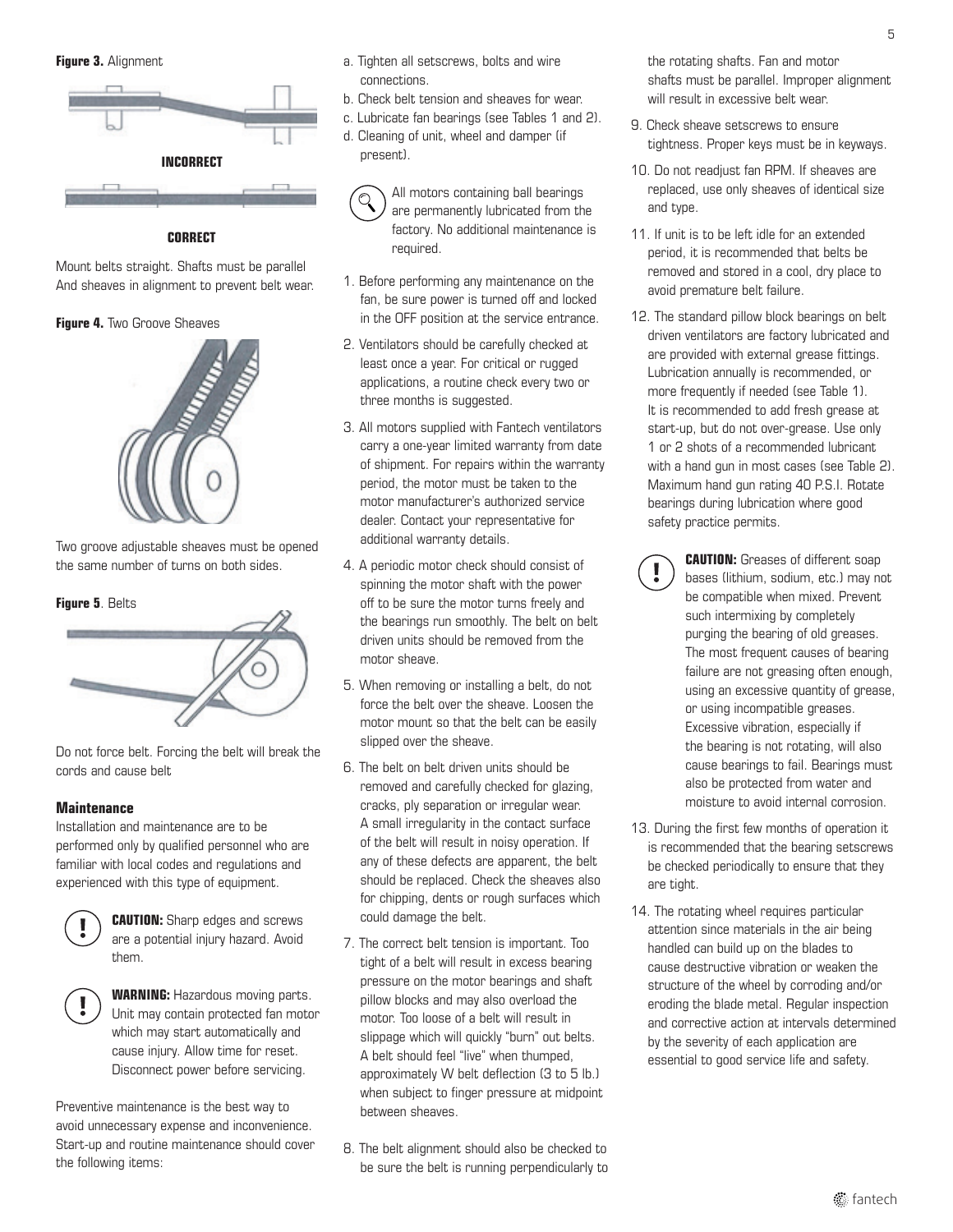**Figure 3.** Alignment

**INCORRECT**

**CORRECT**

Mount belts straight. Shafts must be parallel And sheaves in alignment to prevent belt wear.

**Figure 4.** Two Groove Sheaves

Two groove adjustable sheaves must be opened the same number of turns on both sides.

**Figure 5**. Belts

Do not force belt. Forcing the belt will break the cords and cause belt

### Maintenance

Installation and maintenance are to be performed only by qualified personnel who are familiar with local codes and regulations and experienced with this type of equipment.

**CAUTION:** Sharp edges and screws are a potential injury hazard. Avoid them.

**WARNING:** Hazardous moving parts. Unit may contain protected fan motor which may start automatically and cause injury. Allow time for reset. Disconnect power before servicing.

Preventive maintenance is the best way to avoid unnecessary expense and inconvenience. Start-up and routine maintenance should cover the following items:

a. Tighten all setscrews, bolts and wire connections.
b. Check belt tension and sheaves for wear.
c. Lubricate fan bearings (see Tables 1 and 2).
d. Cleaning of unit, wheel and damper (if present).

All motors containing ball bearings are permanently lubricated from the factory. No additional maintenance is required.

1. Before performing any maintenance on the fan, be sure power is turned off and locked in the OFF position at the service entrance.
2. Ventilators should be carefully checked at least once a year. For critical or rugged applications, a routine check every two or three months is suggested.
3. All motors supplied with Fantech ventilators carry a one-year limited warranty from date of shipment. For repairs within the warranty period, the motor must be taken to the motor manufacturer's authorized service dealer. Contact your representative for additional warranty details.
4. A periodic motor check should consist of spinning the motor shaft with the power off to be sure the motor turns freely and the bearings run smoothly. The belt on belt driven units should be removed from the motor sheave.
5. When removing or installing a belt, do not force the belt over the sheave. Loosen the motor mount so that the belt can be easily slipped over the sheave.
6. The belt on belt driven units should be removed and carefully checked for glazing, cracks, ply separation or irregular wear. A small irregularity in the contact surface of the belt will result in noisy operation. If any of these defects are apparent, the belt should be replaced. Check the sheaves also for chipping, dents or rough surfaces which could damage the belt.
7. The correct belt tension is important. Too tight of a belt will result in excess bearing pressure on the motor bearings and shaft pillow blocks and may also overload the motor. Too loose of a belt will result in slippage which will quickly "burn" out belts. A belt should feel "live" when thumped, approximately W belt deflection (3 to 5 lb.) when subject to finger pressure at midpoint between sheaves.
8. The belt alignment should also be checked to be sure the belt is running perpendicularly to the rotating shafts. Fan and motor shafts must be parallel. Improper alignment will result in excessive belt wear.
9. Check sheave setscrews to ensure tightness. Proper keys must be in keyways.
10. Do not readjust fan RPM. If sheaves are replaced, use only sheaves of identical size and type.
11. If unit is to be left idle for an extended period, it is recommended that belts be removed and stored in a cool, dry place to avoid premature belt failure.
12. The standard pillow block bearings on belt driven ventilators are factory lubricated and are provided with external grease fittings. Lubrication annually is recommended, or more frequently if needed (see Table 1). It is recommended to add fresh grease at start-up, but do not over-grease. Use only 1 or 2 shots of a recommended lubricant with a hand gun in most cases (see Table 2). Maximum hand gun rating 40 P.S.I. Rotate bearings during lubrication where good safety practice permits.

    **CAUTION:** Greases of different soap bases (lithium, sodium, etc.) may not be compatible when mixed. Prevent such intermixing by completely purging the bearing of old greases. The most frequent causes of bearing failure are not greasing often enough, using an excessive quantity of grease, or using incompatible greases. Excessive vibration, especially if the bearing is not rotating, will also cause bearings to fail. Bearings must also be protected from water and moisture to avoid internal corrosion.

13. During the first few months of operation it is recommended that the bearing setscrews be checked periodically to ensure that they are tight.
14. The rotating wheel requires particular attention since materials in the air being handled can build up on the blades to cause destructive vibration or weaken the structure of the wheel by corroding and/or eroding the blade metal. Regular inspection and corrective action at intervals determined by the severity of each application are essential to good service life and safety.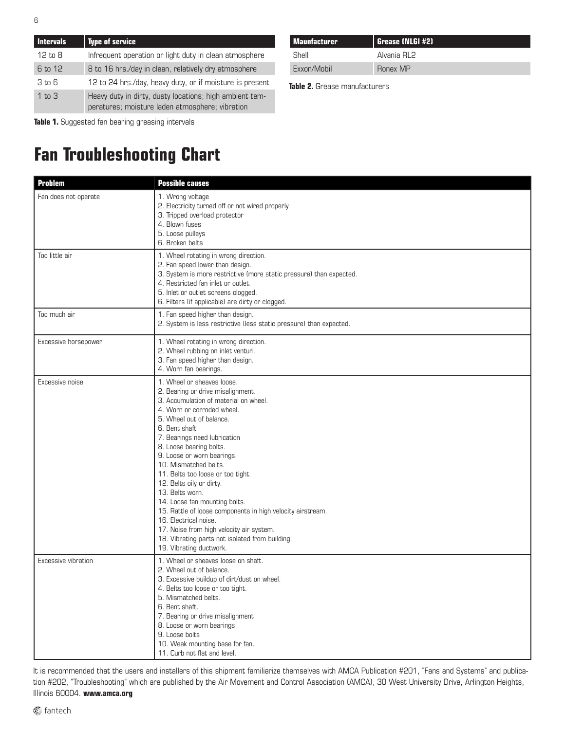| Intervals | Type of service |
|---|---|
| 12 to 8 | Infrequent operation or light duty in clean atmosphere |
| 6 to 12 | 8 to 16 hrs./day in clean, relatively dry atmosphere |
| 3 to 6 | 12 to 24 hrs./day, heavy duty, or if moisture is present |
| 1 to 3 | Heavy duty in dirty, dusty locations; high ambient temperatures; moisture laden atmosphere; vibration |

**Table 1.** Suggested fan bearing greasing intervals

| Maunfacturer | Grease (NLGI #2) |
|---|---|
| Shell | Alvania RL2 |
| Exxon/Mobil | Ronex MP |

**Table 2.** Grease manufacturers

# Fan Troubleshooting Chart

| Problem | Possible causes |
|---|---|
| Fan does not operate | 1. Wrong voltage<br>2. Electricity turned off or not wired properly<br>3. Tripped overload protector<br>4. Blown fuses<br>5. Loose pulleys<br>6. Broken belts |
| Too little air | 1. Wheel rotating in wrong direction.<br>2. Fan speed lower than design.<br>3. System is more restrictive (more static pressure) than expected.<br>4. Restricted fan inlet or outlet.<br>5. Inlet or outlet screens clogged.<br>6. Filters (if applicable) are dirty or clogged. |
| Too much air | 1. Fan speed higher than design.<br>2. System is less restrictive (less static pressure) than expected. |
| Excessive horsepower | 1. Wheel rotating in wrong direction.<br>2. Wheel rubbing on inlet venturi.<br>3. Fan speed higher than design.<br>4. Worn fan bearings. |
| Excessive noise | 1. Wheel or sheaves loose.<br>2. Bearing or drive misalignment.<br>3. Accumulation of material on wheel.<br>4. Worn or corroded wheel.<br>5. Wheel out of balance.<br>6. Bent shaft<br>7. Bearings need lubrication<br>8. Loose bearing bolts.<br>9. Loose or worn bearings.<br>10. Mismatched belts.<br>11. Belts too loose or too tight.<br>12. Belts oily or dirty.<br>13. Belts worn.<br>14. Loose fan mounting bolts.<br>15. Rattle of loose components in high velocity airstream.<br>16. Electrical noise.<br>17. Noise from high velocity air system.<br>18. Vibrating parts not isolated from building.<br>19. Vibrating ductwork. |
| Excessive vibration | 1. Wheel or sheaves loose on shaft.<br>2. Wheel out of balance.<br>3. Excessive buildup of dirt/dust on wheel.<br>4. Belts too loose or too tight.<br>5. Mismatched belts.<br>6. Bent shaft.<br>7. Bearing or drive misalignment<br>8. Loose or worn bearings<br>9. Loose bolts<br>10. Weak mounting base for fan.<br>11. Curb not flat and level. |

It is recommended that the users and installers of this shipment familiarize themselves with AMCA Publication #201, "Fans and Systems" and publication #202, "Troubleshooting" which are published by the Air Movement and Control Association (AMCA), 30 West University Drive, Arlington Heights, Illinois 60004. **www.amca.org**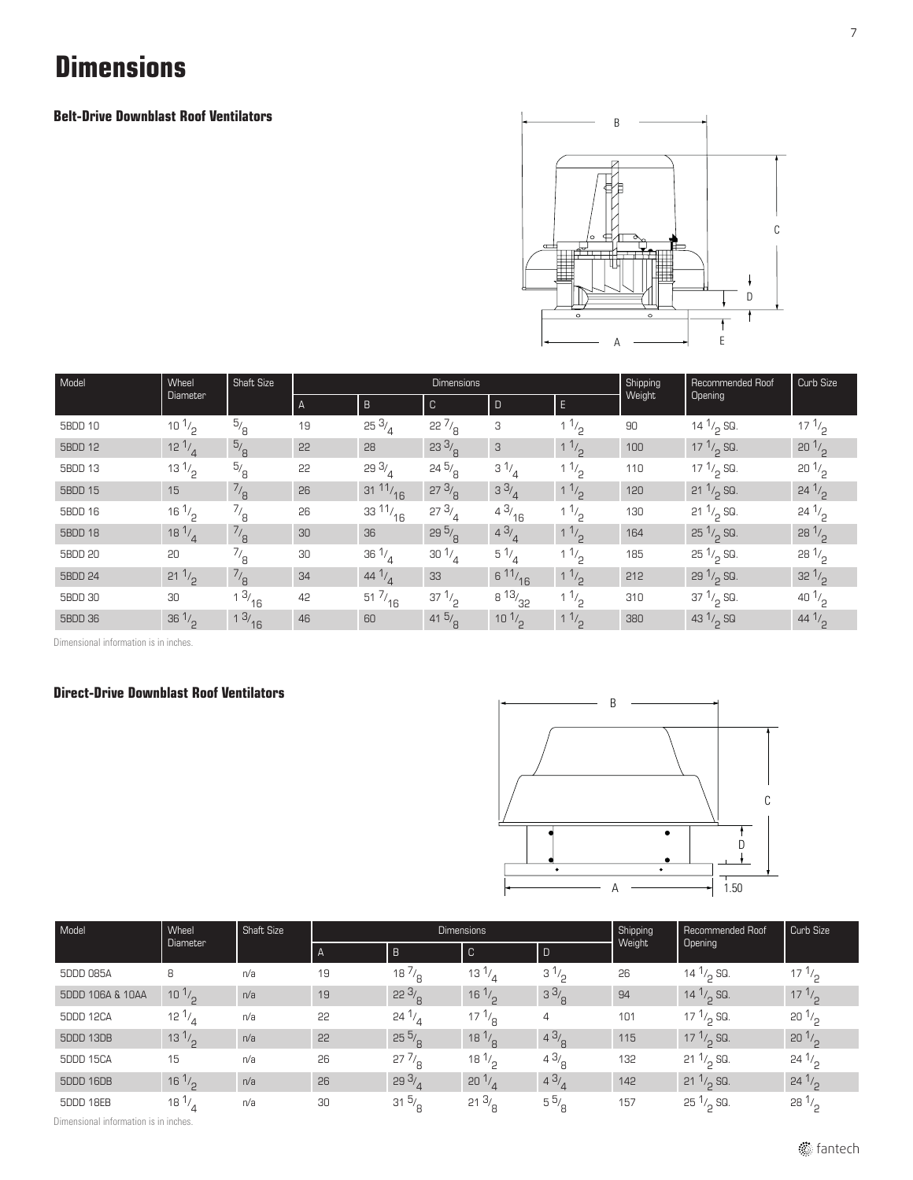# Dimensions

### Belt-Drive Downblast Roof Ventilators

| Model | Wheel Diameter | Shaft Size | Dimensions | | | | | Shipping Weight | Recommended Roof Opening | Curb Size |
|---|---|---|---|---|---|---|---|---|---|---|
| | | | A | B | C | D | E | | | |
| 5BDD 10 | 10 1/2 | 5/8 | 19 | 25 3/4 | 22 7/8 | 3 | 1 1/2 | 90 | 14 1/2 SQ. | 17 1/2 |
| 5BDD 12 | 12 1/4 | 5/8 | 22 | 28 | 23 3/8 | 3 | 1 1/2 | 100 | 17 1/2 SQ. | 20 1/2 |
| 5BDD 13 | 13 1/2 | 5/8 | 22 | 29 3/4 | 24 5/8 | 3 1/4 | 1 1/2 | 110 | 17 1/2 SQ. | 20 1/2 |
| 5BDD 15 | 15 | 7/8 | 26 | 31 11/16 | 27 3/8 | 3 3/4 | 1 1/2 | 120 | 21 1/2 SQ. | 24 1/2 |
| 5BDD 16 | 16 1/2 | 7/8 | 26 | 33 11/16 | 27 3/4 | 4 3/16 | 1 1/2 | 130 | 21 1/2 SQ. | 24 1/2 |
| 5BDD 18 | 18 1/4 | 7/8 | 30 | 36 | 29 5/8 | 4 3/4 | 1 1/2 | 164 | 25 1/2 SQ. | 28 1/2 |
| 5BDD 20 | 20 | 7/8 | 30 | 36 1/4 | 30 1/4 | 5 1/4 | 1 1/2 | 185 | 25 1/2 SQ. | 28 1/2 |
| 5BDD 24 | 21 1/2 | 7/8 | 34 | 44 1/4 | 33 | 6 11/16 | 1 1/2 | 212 | 29 1/2 SQ. | 32 1/2 |
| 5BDD 30 | 30 | 1 3/16 | 42 | 51 7/16 | 37 1/2 | 8 13/32 | 1 1/2 | 310 | 37 1/2 SQ. | 40 1/2 |
| 5BDD 36 | 36 1/2 | 1 3/16 | 46 | 60 | 41 5/8 | 10 1/2 | 1 1/2 | 380 | 43 1/2 SQ | 44 1/2 |

Dimensional information is in inches.

### Direct-Drive Downblast Roof Ventilators

| Model | Wheel Diameter | Shaft Size | Dimensions | | | | Shipping Weight | Recommended Roof Opening | Curb Size |
|---|---|---|---|---|---|---|---|---|---|
| | | | A | B | C | D | | | |
| 5DDD 085A | 8 | n/a | 19 | 18 7/8 | 13 1/4 | 3 1/2 | 26 | 14 1/2 SQ. | 17 1/2 |
| 5DDD 106A & 10AA | 10 1/2 | n/a | 19 | 22 3/8 | 16 1/2 | 3 3/8 | 94 | 14 1/2 SQ. | 17 1/2 |
| 5DDD 12CA | 12 1/4 | n/a | 22 | 24 1/4 | 17 1/8 | 4 | 101 | 17 1/2 SQ. | 20 1/2 |
| 5DDD 13DB | 13 1/2 | n/a | 22 | 25 5/8 | 18 1/8 | 4 3/8 | 115 | 17 1/2 SQ. | 20 1/2 |
| 5DDD 15CA | 15 | n/a | 26 | 27 7/8 | 18 1/2 | 4 3/8 | 132 | 21 1/2 SQ. | 24 1/2 |
| 5DDD 16DB | 16 1/2 | n/a | 26 | 29 3/4 | 20 1/4 | 4 3/4 | 142 | 21 1/2 SQ. | 24 1/2 |
| 5DDD 18EB | 18 1/4 | n/a | 30 | 31 5/8 | 21 3/8 | 5 5/8 | 157 | 25 1/2 SQ. | 28 1/2 |

Dimensional information is in inches.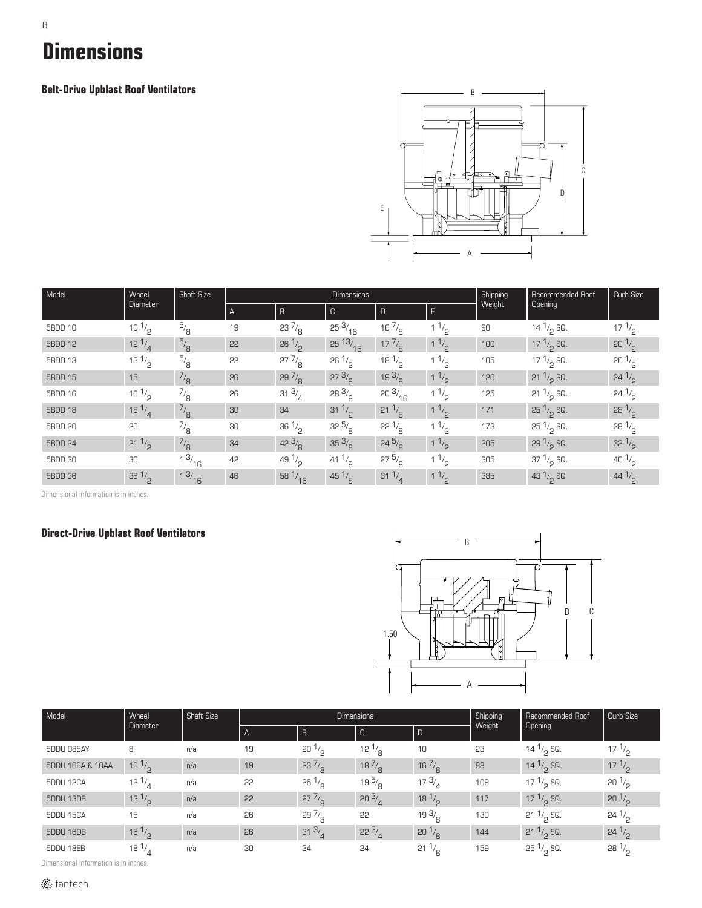# Dimensions

### Belt-Drive Upblast Roof Ventilators

| Model | Wheel Diameter | Shaft Size | Dimensions | | | | | Shipping Weight | Recommended Roof Opening | Curb Size |
|---|---|---|---|---|---|---|---|---|---|---|
| | | | A | B | C | D | E | | | |
| 5BDD 10 | 10 1/2 | 5/8 | 19 | 23 7/8 | 25 3/16 | 16 7/8 | 1 1/2 | 90 | 14 1/2 SQ. | 17 1/2 |
| 5BDD 12 | 12 1/4 | 5/8 | 22 | 26 1/2 | 25 13/16 | 17 7/8 | 1 1/2 | 100 | 17 1/2 SQ. | 20 1/2 |
| 5BDD 13 | 13 1/2 | 5/8 | 22 | 27 7/8 | 26 1/2 | 18 1/2 | 1 1/2 | 105 | 17 1/2 SQ. | 20 1/2 |
| 5BDD 15 | 15 | 7/8 | 26 | 29 7/8 | 27 3/8 | 19 3/8 | 1 1/2 | 120 | 21 1/2 SQ. | 24 1/2 |
| 5BDD 16 | 16 1/2 | 7/8 | 26 | 31 3/4 | 28 3/8 | 20 3/16 | 1 1/2 | 125 | 21 1/2 SQ. | 24 1/2 |
| 5BDD 18 | 18 1/4 | 7/8 | 30 | 34 | 31 1/2 | 21 1/8 | 1 1/2 | 171 | 25 1/2 SQ. | 28 1/2 |
| 5BDD 20 | 20 | 7/8 | 30 | 36 1/2 | 32 5/8 | 22 1/8 | 1 1/2 | 173 | 25 1/2 SQ. | 28 1/2 |
| 5BDD 24 | 21 1/2 | 7/8 | 34 | 42 3/8 | 35 3/8 | 24 5/8 | 1 1/2 | 205 | 29 1/2 SQ. | 32 1/2 |
| 5BDD 30 | 30 | 1 3/16 | 42 | 49 1/2 | 41 1/8 | 27 5/8 | 1 1/2 | 305 | 37 1/2 SQ. | 40 1/2 |
| 5BDD 36 | 36 1/2 | 1 3/16 | 46 | 58 1/16 | 45 1/8 | 31 1/4 | 1 1/2 | 385 | 43 1/2 SQ | 44 1/2 |

Dimensional information is in inches.

### Direct-Drive Upblast Roof Ventilators

| Model | Wheel Diameter | Shaft Size | Dimensions | | | | Shipping Weight | Recommended Roof Opening | Curb Size |
|---|---|---|---|---|---|---|---|---|---|
| | | | A | B | C | D | | | |
| 5DDU 085AY | 8 | n/a | 19 | 20 1/2 | 12 1/8 | 10 | 23 | 14 1/2 SQ. | 17 1/2 |
| 5DDU 106A & 10AA | 10 1/2 | n/a | 19 | 23 7/8 | 18 7/8 | 16 7/8 | 88 | 14 1/2 SQ. | 17 1/2 |
| 5DDU 12CA | 12 1/4 | n/a | 22 | 26 1/8 | 19 5/8 | 17 3/4 | 109 | 17 1/2 SQ. | 20 1/2 |
| 5DDU 13DB | 13 1/2 | n/a | 22 | 27 7/8 | 20 3/4 | 18 1/2 | 117 | 17 1/2 SQ. | 20 1/2 |
| 5DDU 15CA | 15 | n/a | 26 | 29 7/8 | 22 | 19 3/8 | 130 | 21 1/2 SQ. | 24 1/2 |
| 5DDU 16DB | 16 1/2 | n/a | 26 | 31 3/4 | 22 3/4 | 20 1/8 | 144 | 21 1/2 SQ. | 24 1/2 |
| 5DDU 18EB | 18 1/4 | n/a | 30 | 34 | 24 | 21 1/8 | 159 | 25 1/2 SQ. | 28 1/2 |

Dimensional information is in inches.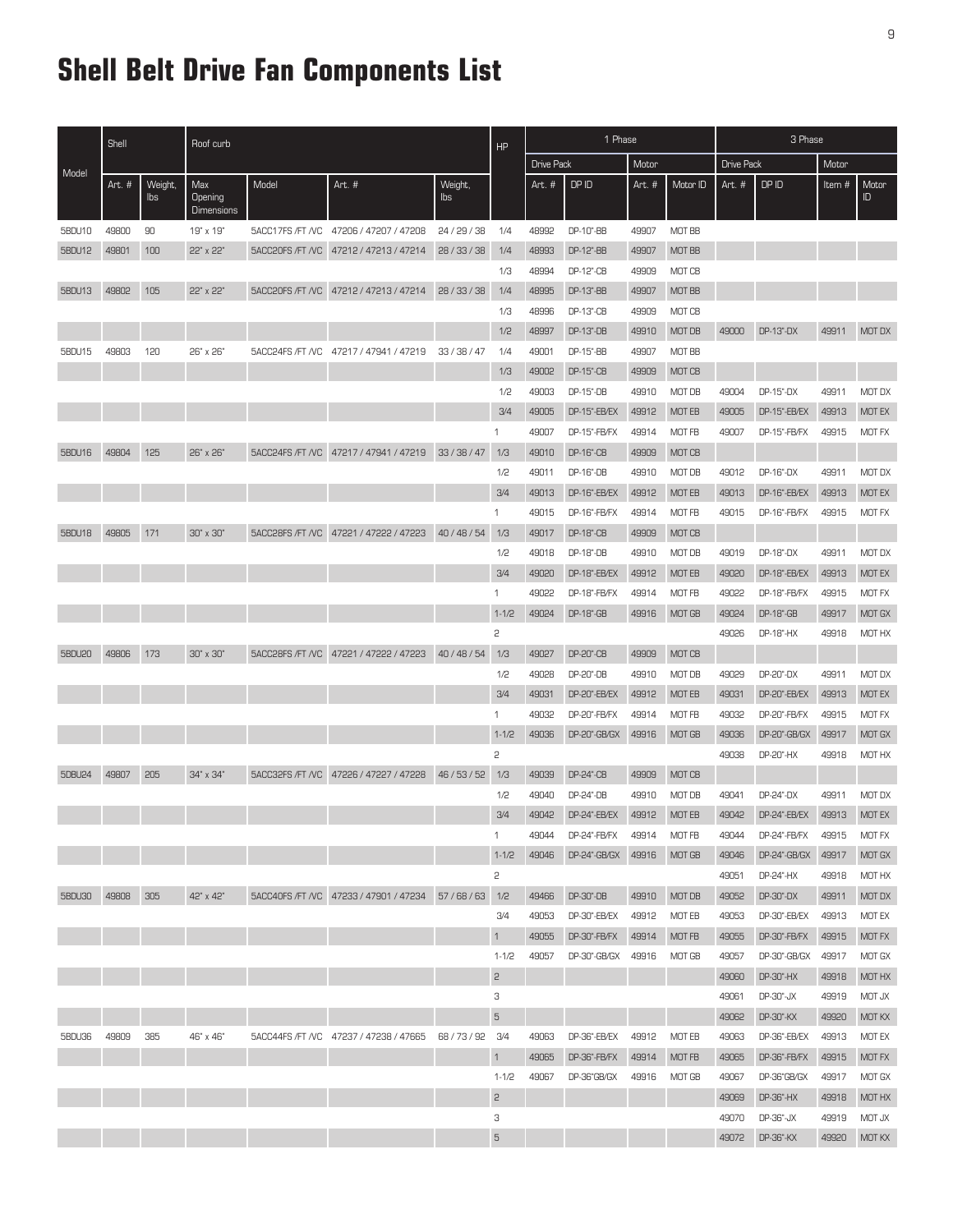# Shell Belt Drive Fan Components List

| Model | Shell | | Roof curb | | | | HP | 1 Phase | | | | 3 Phase | | | |
|---|---|---|---|---|---|---|---|---|---|---|---|---|---|---|---|
| | | | | | | | | Drive Pack | | Motor | | Drive Pack | | Motor | |
| | Art. # | Weight, lbs | Max Opening Dimensions | Model | Art. # | Weight, lbs | | Art. # | DP ID | Art. # | Motor ID | Art. # | DP ID | Item # | Motor ID |
| 5BDU10 | 49800 | 90 | 19" x 19" | 5ACC17FS /FT /VC | 47206 / 47207 / 47208 | 24 / 29 / 36 | 1/4 | 48992 | DP-10"-BB | 49907 | MOT BB | | | | |
| 5BDU12 | 49801 | 100 | 22" x 22" | 5ACC20FS /FT /VC | 47212 / 47213 / 47214 | 28 / 33 / 38 | 1/4 | 48993 | DP-12"-BB | 49907 | MOT BB | | | | |
| | | | | | | | 1/3 | 48994 | DP-12"-CB | 49909 | MOT CB | | | | |
| 5BDU13 | 49802 | 105 | 22" x 22" | 5ACC20FS /FT /VC | 47212 / 47213 / 47214 | 28 / 33 / 38 | 1/4 | 48995 | DP-13"-BB | 49907 | MOT BB | | | | |
| | | | | | | | 1/3 | 48996 | DP-13"-CB | 49909 | MOT CB | | | | |
| | | | | | | | 1/2 | 48997 | DP-13"-DB | 49910 | MOT DB | 49000 | DP-13"-DX | 49911 | MOT DX |
| 5BDU15 | 49803 | 120 | 26" x 26" | 5ACC24FS /FT /VC | 47217 / 47941 / 47219 | 33 / 38 / 47 | 1/4 | 49001 | DP-15"-BB | 49907 | MOT BB | | | | |
| | | | | | | | 1/3 | 49002 | DP-15"-CB | 49909 | MOT CB | | | | |
| | | | | | | | 1/2 | 49003 | DP-15"-DB | 49910 | MOT DB | 49004 | DP-15"-DX | 49911 | MOT DX |
| | | | | | | | 3/4 | 49005 | DP-15"-EB/EX | 49912 | MOT EB | 49005 | DP-15"-EB/EX | 49913 | MOT EX |
| | | | | | | | 1 | 49007 | DP-15"-FB/FX | 49914 | MOT FB | 49007 | DP-15"-FB/FX | 49915 | MOT FX |
| 5BDU16 | 49804 | 125 | 26" x 26" | 5ACC24FS /FT /VC | 47217 / 47941 / 47219 | 33 / 38 / 47 | 1/3 | 49010 | DP-16"-CB | 49909 | MOT CB | | | | |
| | | | | | | | 1/2 | 49011 | DP-16"-DB | 49910 | MOT DB | 49012 | DP-16"-DX | 49911 | MOT DX |
| | | | | | | | 3/4 | 49013 | DP-16"-EB/EX | 49912 | MOT EB | 49013 | DP-16"-EB/EX | 49913 | MOT EX |
| | | | | | | | 1 | 49015 | DP-16"-FB/FX | 49914 | MOT FB | 49015 | DP-16"-FB/FX | 49915 | MOT FX |
| 5BDU18 | 49805 | 171 | 30" x 30" | 5ACC26FS /FT /VC | 47221 / 47222 / 47223 | 40 / 46 / 54 | 1/3 | 49017 | DP-18"-CB | 49909 | MOT CB | | | | |
| | | | | | | | 1/2 | 49018 | DP-18"-DB | 49910 | MOT DB | 49019 | DP-18"-DX | 49911 | MOT DX |
| | | | | | | | 3/4 | 49020 | DP-18"-EB/EX | 49912 | MOT EB | 49020 | DP-18"-EB/EX | 49913 | MOT EX |
| | | | | | | | 1 | 49022 | DP-18"-FB/FX | 49914 | MOT FB | 49022 | DP-18"-FB/FX | 49915 | MOT FX |
| | | | | | | | 1-1/2 | 49024 | DP-18"-GB | 49916 | MOT GB | 49024 | DP-18"-GB | 49917 | MOT GX |
| | | | | | | | 2 | | | | | 49026 | DP-18"-HX | 49918 | MOT HX |
| 5BDU20 | 49806 | 173 | 30" x 30" | 5ACC26FS /FT /VC | 47221 / 47222 / 47223 | 40 / 46 / 54 | 1/3 | 49027 | DP-20"-CB | 49909 | MOT CB | | | | |
| | | | | | | | 1/2 | 49028 | DP-20"-DB | 49910 | MOT DB | 49029 | DP-20"-DX | 49911 | MOT DX |
| | | | | | | | 3/4 | 49031 | DP-20"-EB/EX | 49912 | MOT EB | 49031 | DP-20"-EB/EX | 49913 | MOT EX |
| | | | | | | | 1 | 49032 | DP-20"-FB/FX | 49914 | MOT FB | 49032 | DP-20"-FB/FX | 49915 | MOT FX |
| | | | | | | | 1-1/2 | 49036 | DP-20"-GB/GX | 49916 | MOT GB | 49036 | DP-20"-GB/GX | 49917 | MOT GX |
| | | | | | | | 2 | | | | | 49038 | DP-20"-HX | 49918 | MOT HX |
| 5DBU24 | 49807 | 205 | 34" x 34" | 5ACC32FS /FT /VC | 47226 / 47227 / 47228 | 46 / 53 / 52 | 1/3 | 49039 | DP-24"-CB | 49909 | MOT CB | | | | |
| | | | | | | | 1/2 | 49040 | DP-24"-DB | 49910 | MOT DB | 49041 | DP-24"-DX | 49911 | MOT DX |
| | | | | | | | 3/4 | 49042 | DP-24"-EB/EX | 49912 | MOT EB | 49042 | DP-24"-EB/EX | 49913 | MOT EX |
| | | | | | | | 1 | 49044 | DP-24"-FB/FX | 49914 | MOT FB | 49044 | DP-24"-FB/FX | 49915 | MOT FX |
| | | | | | | | 1-1/2 | 49046 | DP-24"-GB/GX | 49916 | MOT GB | 49046 | DP-24"-GB/GX | 49917 | MOT GX |
| | | | | | | | 2 | | | | | 49051 | DP-24"-HX | 49918 | MOT HX |
| 5BDU30 | 49808 | 305 | 42" x 42" | 5ACC40FS /FT /VC | 47233 / 47901 / 47234 | 57 / 68 / 63 | 1/2 | 49466 | DP-30"-DB | 49910 | MOT DB | 49052 | DP-30"-DX | 49911 | MOT DX |
| | | | | | | | 3/4 | 49053 | DP-30"-EB/EX | 49912 | MOT EB | 49053 | DP-30"-EB/EX | 49913 | MOT EX |
| | | | | | | | 1 | 49055 | DP-30"-FB/FX | 49914 | MOT FB | 49055 | DP-30"-FB/FX | 49915 | MOT FX |
| | | | | | | | 1-1/2 | 49057 | DP-30"-GB/GX | 49916 | MOT GB | 49057 | DP-30"-GB/GX | 49917 | MOT GX |
| | | | | | | | 2 | | | | | 49060 | DP-30"-HX | 49918 | MOT HX |
| | | | | | | | 3 | | | | | 49061 | DP-30"-JX | 49919 | MOT JX |
| | | | | | | | 5 | | | | | 49062 | DP-30"-KX | 49920 | MOT KX |
| 5BDU36 | 49809 | 385 | 46" x 46" | 5ACC44FS /FT /VC | 47237 / 47238 / 47665 | 68 / 73 / 92 | 3/4 | 49063 | DP-36"-EB/EX | 49912 | MOT EB | 49063 | DP-36"-EB/EX | 49913 | MOT EX |
| | | | | | | | 1 | 49065 | DP-36"-FB/FX | 49914 | MOT FB | 49065 | DP-36"-FB/FX | 49915 | MOT FX |
| | | | | | | | 1-1/2 | 49067 | DP-36"GB/GX | 49916 | MOT GB | 49067 | DP-36"GB/GX | 49917 | MOT GX |
| | | | | | | | 2 | | | | | 49069 | DP-36"-HX | 49918 | MOT HX |
| | | | | | | | 3 | | | | | 49070 | DP-36"-JX | 49919 | MOT JX |
| | | | | | | | 5 | | | | | 49072 | DP-36"-KX | 49920 | MOT KX |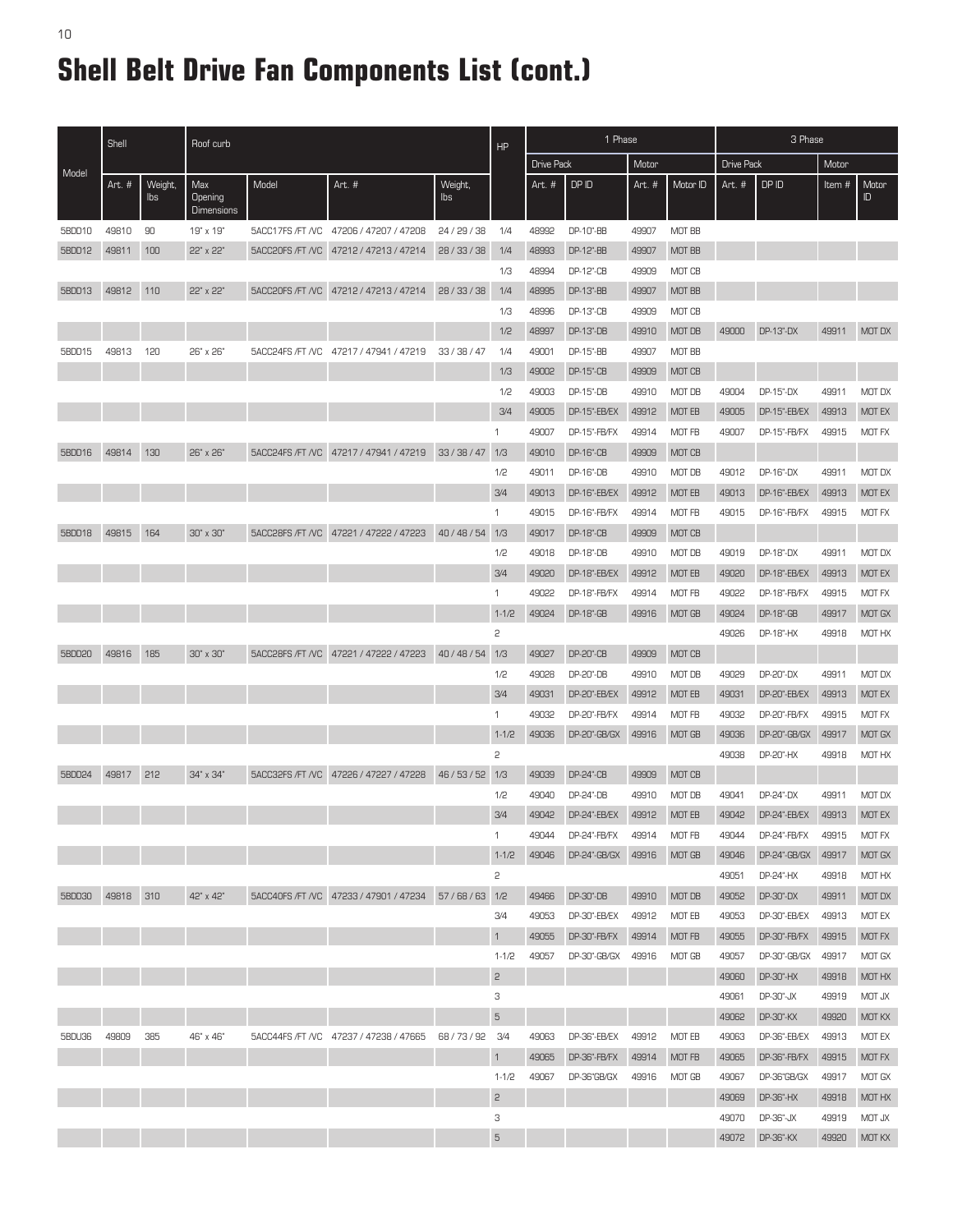# Shell Belt Drive Fan Components List (cont.)

| Model | Shell | | Roof curb | | | | HP | 1 Phase | | | | 3 Phase | | | |
|---|---|---|---|---|---|---|---|---|---|---|---|---|---|---|---|
| | | | | | | | | Drive Pack | | Motor | | Drive Pack | | Motor | |
| | Art. # | Weight, lbs | Max Opening Dimensions | Model | Art. # | Weight, lbs | | Art. # | DP ID | Art. # | Motor ID | Art. # | DP ID | Item # | Motor ID |
| 5BDD10 | 49810 | 90 | 19" x 19" | 5ACC17FS /FT /VC | 47206 / 47207 / 47208 | 24 / 29 / 38 | 1/4 | 48992 | DP-10"-BB | 49907 | MOT BB | | | | |
| 5BDD12 | 49811 | 100 | 22" x 22" | 5ACC20FS /FT /VC | 47212 / 47213 / 47214 | 28 / 33 / 38 | 1/4 | 48993 | DP-12"-BB | 49907 | MOT BB | | | | |
| | | | | | | | 1/3 | 48994 | DP-12"-CB | 49909 | MOT CB | | | | |
| 5BDD13 | 49812 | 110 | 22" x 22" | 5ACC20FS /FT /VC | 47212 / 47213 / 47214 | 28 / 33 / 38 | 1/4 | 48995 | DP-13"-BB | 49907 | MOT BB | | | | |
| | | | | | | | 1/3 | 48996 | DP-13"-CB | 49909 | MOT CB | | | | |
| | | | | | | | 1/2 | 48997 | DP-13"-DB | 49910 | MOT DB | 49000 | DP-13"-DX | 49911 | MOT DX |
| 5BDD15 | 49813 | 120 | 26" x 26" | 5ACC24FS /FT /VC | 47217 / 47941 / 47219 | 33 / 38 / 47 | 1/4 | 49001 | DP-15"-BB | 49907 | MOT BB | | | | |
| | | | | | | | 1/3 | 49002 | DP-15"-CB | 49909 | MOT CB | | | | |
| | | | | | | | 1/2 | 49003 | DP-15"-DB | 49910 | MOT DB | 49004 | DP-15"-DX | 49911 | MOT DX |
| | | | | | | | 3/4 | 49005 | DP-15"-EB/EX | 49912 | MOT EB | 49005 | DP-15"-EB/EX | 49913 | MOT EX |
| | | | | | | | 1 | 49007 | DP-15"-FB/FX | 49914 | MOT FB | 49007 | DP-15"-FB/FX | 49915 | MOT FX |
| 5BDD16 | 49814 | 130 | 26" x 26" | 5ACC24FS /FT /VC | 47217 / 47941 / 47219 | 33 / 38 / 47 | 1/3 | 49010 | DP-16"-CB | 49909 | MOT CB | | | | |
| | | | | | | | 1/2 | 49011 | DP-16"-DB | 49910 | MOT DB | 49012 | DP-16"-DX | 49911 | MOT DX |
| | | | | | | | 3/4 | 49013 | DP-16"-EB/EX | 49912 | MOT EB | 49013 | DP-16"-EB/EX | 49913 | MOT EX |
| | | | | | | | 1 | 49015 | DP-16"-FB/FX | 49914 | MOT FB | 49015 | DP-16"-FB/FX | 49915 | MOT FX |
| 5BDD18 | 49815 | 164 | 30" x 30" | 5ACC28FS /FT /VC | 47221 / 47222 / 47223 | 40 / 48 / 54 | 1/3 | 49017 | DP-18"-CB | 49909 | MOT CB | | | | |
| | | | | | | | 1/2 | 49018 | DP-18"-DB | 49910 | MOT DB | 49019 | DP-18"-DX | 49911 | MOT DX |
| | | | | | | | 3/4 | 49020 | DP-18"-EB/EX | 49912 | MOT EB | 49020 | DP-18"-EB/EX | 49913 | MOT EX |
| | | | | | | | 1 | 49022 | DP-18"-FB/FX | 49914 | MOT FB | 49022 | DP-18"-FB/FX | 49915 | MOT FX |
| | | | | | | | 1-1/2 | 49024 | DP-18"-GB | 49916 | MOT GB | 49024 | DP-18"-GB | 49917 | MOT GX |
| | | | | | | | 2 | | | | | 49026 | DP-18"-HX | 49918 | MOT HX |
| 5BDD20 | 49816 | 185 | 30" x 30" | 5ACC28FS /FT /VC | 47221 / 47222 / 47223 | 40 / 48 / 54 | 1/3 | 49027 | DP-20"-CB | 49909 | MOT CB | | | | |
| | | | | | | | 1/2 | 49028 | DP-20"-DB | 49910 | MOT DB | 49029 | DP-20"-DX | 49911 | MOT DX |
| | | | | | | | 3/4 | 49031 | DP-20"-EB/EX | 49912 | MOT EB | 49031 | DP-20"-EB/EX | 49913 | MOT EX |
| | | | | | | | 1 | 49032 | DP-20"-FB/FX | 49914 | MOT FB | 49032 | DP-20"-FB/FX | 49915 | MOT FX |
| | | | | | | | 1-1/2 | 49036 | DP-20"-GB/GX | 49916 | MOT GB | 49036 | DP-20"-GB/GX | 49917 | MOT GX |
| | | | | | | | 2 | | | | | 49038 | DP-20"-HX | 49918 | MOT HX |
| 5BDD24 | 49817 | 212 | 34" x 34" | 5ACC32FS /FT /VC | 47226 / 47227 / 47228 | 46 / 53 / 52 | 1/3 | 49039 | DP-24"-CB | 49909 | MOT CB | | | | |
| | | | | | | | 1/2 | 49040 | DP-24"-DB | 49910 | MOT DB | 49041 | DP-24"-DX | 49911 | MOT DX |
| | | | | | | | 3/4 | 49042 | DP-24"-EB/EX | 49912 | MOT EB | 49042 | DP-24"-EB/EX | 49913 | MOT EX |
| | | | | | | | 1 | 49044 | DP-24"-FB/FX | 49914 | MOT FB | 49044 | DP-24"-FB/FX | 49915 | MOT FX |
| | | | | | | | 1-1/2 | 49046 | DP-24"-GB/GX | 49916 | MOT GB | 49046 | DP-24"-GB/GX | 49917 | MOT GX |
| | | | | | | | 2 | | | | | 49051 | DP-24"-HX | 49918 | MOT HX |
| 5BDD30 | 49818 | 310 | 42" x 42" | 5ACC40FS /FT /VC | 47233 / 47901 / 47234 | 57 / 68 / 63 | 1/2 | 49466 | DP-30"-DB | 49910 | MOT DB | 49052 | DP-30"-DX | 49911 | MOT DX |
| | | | | | | | 3/4 | 49053 | DP-30"-EB/EX | 49912 | MOT EB | 49053 | DP-30"-EB/EX | 49913 | MOT EX |
| | | | | | | | 1 | 49055 | DP-30"-FB/FX | 49914 | MOT FB | 49055 | DP-30"-FB/FX | 49915 | MOT FX |
| | | | | | | | 1-1/2 | 49057 | DP-30"-GB/GX | 49916 | MOT GB | 49057 | DP-30"-GB/GX | 49917 | MOT GX |
| | | | | | | | 2 | | | | | 49060 | DP-30"-HX | 49918 | MOT HX |
| | | | | | | | 3 | | | | | 49061 | DP-30"-JX | 49919 | MOT JX |
| | | | | | | | 5 | | | | | 49062 | DP-30"-KX | 49920 | MOT KX |
| 5BDU36 | 49809 | 385 | 46" x 46" | 5ACC44FS /FT /VC | 47237 / 47238 / 47665 | 68 / 73 / 92 | 3/4 | 49063 | DP-36"-EB/EX | 49912 | MOT EB | 49063 | DP-36"-EB/EX | 49913 | MOT EX |
| | | | | | | | 1 | 49065 | DP-36"-FB/FX | 49914 | MOT FB | 49065 | DP-36"-FB/FX | 49915 | MOT FX |
| | | | | | | | 1-1/2 | 49067 | DP-36"GB/GX | 49916 | MOT GB | 49067 | DP-36"GB/GX | 49917 | MOT GX |
| | | | | | | | 2 | | | | | 49069 | DP-36"-HX | 49918 | MOT HX |
| | | | | | | | 3 | | | | | 49070 | DP-36"-JX | 49919 | MOT JX |
| | | | | | | | 5 | | | | | 49072 | DP-36"-KX | 49920 | MOT KX |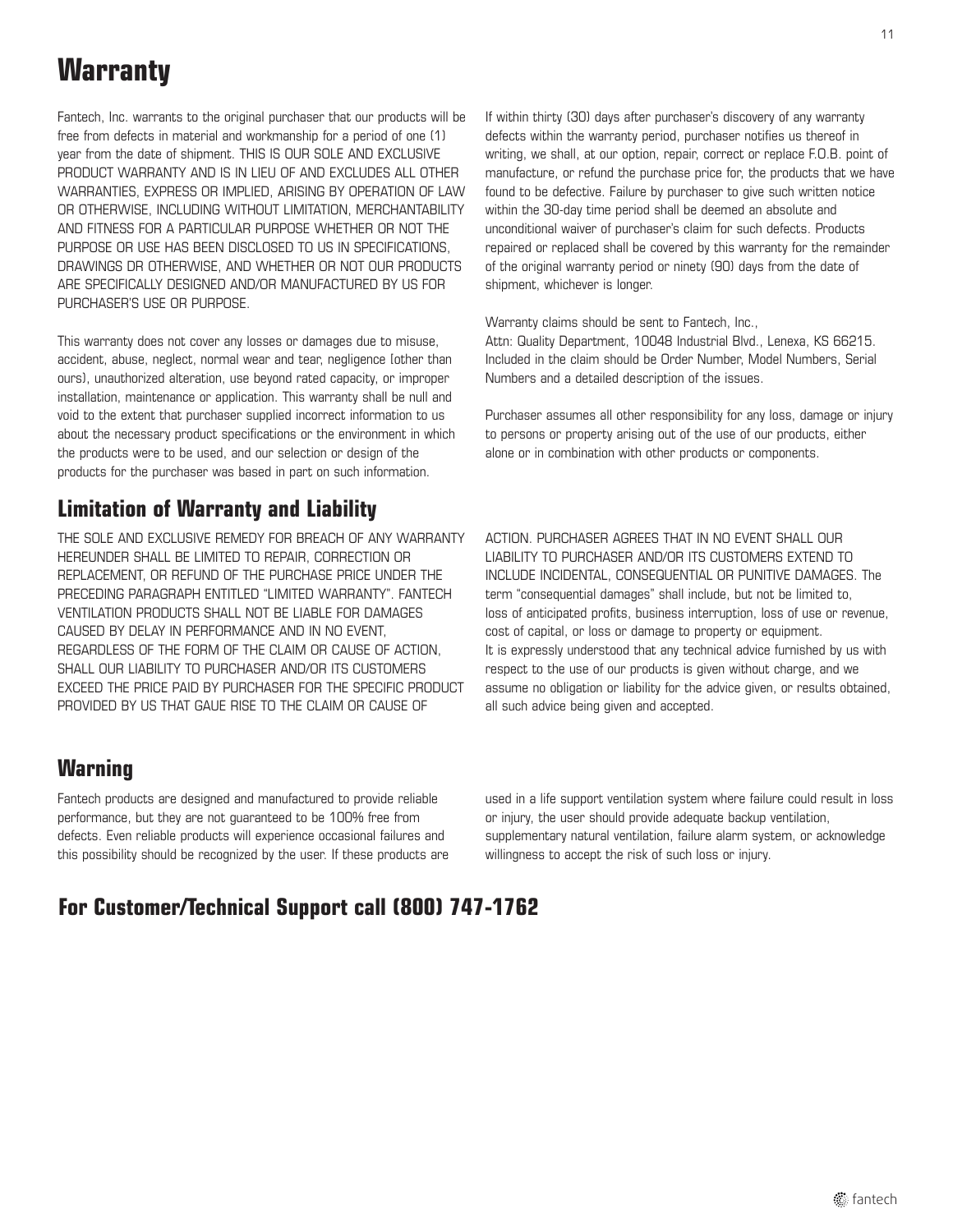# Warranty

Fantech, Inc. warrants to the original purchaser that our products will be free from defects in material and workmanship for a period of one (1) year from the date of shipment. THIS IS OUR SOLE AND EXCLUSIVE PRODUCT WARRANTY AND IS IN LIEU OF AND EXCLUDES ALL OTHER WARRANTIES, EXPRESS OR IMPLIED, ARISING BY OPERATION OF LAW OR OTHERWISE, INCLUDING WITHOUT LIMITATION, MERCHANTABILITY AND FITNESS FOR A PARTICULAR PURPOSE WHETHER OR NOT THE PURPOSE OR USE HAS BEEN DISCLOSED TO US IN SPECIFICATIONS, DRAWINGS DR OTHERWISE, AND WHETHER OR NOT OUR PRODUCTS ARE SPECIFICALLY DESIGNED AND/OR MANUFACTURED BY US FOR PURCHASER'S USE OR PURPOSE.

This warranty does not cover any losses or damages due to misuse, accident, abuse, neglect, normal wear and tear, negligence (other than ours), unauthorized alteration, use beyond rated capacity, or improper installation, maintenance or application. This warranty shall be null and void to the extent that purchaser supplied incorrect information to us about the necessary product specifications or the environment in which the products were to be used, and our selection or design of the products for the purchaser was based in part on such information.

If within thirty (30) days after purchaser's discovery of any warranty defects within the warranty period, purchaser notifies us thereof in writing, we shall, at our option, repair, correct or replace F.O.B. point of manufacture, or refund the purchase price for, the products that we have found to be defective. Failure by purchaser to give such written notice within the 30-day time period shall be deemed an absolute and unconditional waiver of purchaser's claim for such defects. Products repaired or replaced shall be covered by this warranty for the remainder of the original warranty period or ninety (90) days from the date of shipment, whichever is longer.

Warranty claims should be sent to Fantech, Inc.,
Attn: Quality Department, 10048 Industrial Blvd., Lenexa, KS 66215. Included in the claim should be Order Number, Model Numbers, Serial Numbers and a detailed description of the issues.

Purchaser assumes all other responsibility for any loss, damage or injury to persons or property arising out of the use of our products, either alone or in combination with other products or components.

## Limitation of Warranty and Liability

THE SOLE AND EXCLUSIVE REMEDY FOR BREACH OF ANY WARRANTY HEREUNDER SHALL BE LIMITED TO REPAIR, CORRECTION OR REPLACEMENT, OR REFUND OF THE PURCHASE PRICE UNDER THE PRECEDING PARAGRAPH ENTITLED "LIMITED WARRANTY". FANTECH VENTILATION PRODUCTS SHALL NOT BE LIABLE FOR DAMAGES CAUSED BY DELAY IN PERFORMANCE AND IN NO EVENT, REGARDLESS OF THE FORM OF THE CLAIM OR CAUSE OF ACTION, SHALL OUR LIABILITY TO PURCHASER AND/OR ITS CUSTOMERS EXCEED THE PRICE PAID BY PURCHASER FOR THE SPECIFIC PRODUCT PROVIDED BY US THAT GAUE RISE TO THE CLAIM OR CAUSE OF ACTION. PURCHASER AGREES THAT IN NO EVENT SHALL OUR LIABILITY TO PURCHASER AND/OR ITS CUSTOMERS EXTEND TO INCLUDE INCIDENTAL, CONSEQUENTIAL OR PUNITIVE DAMAGES. The term "consequential damages" shall include, but not be limited to, loss of anticipated profits, business interruption, loss of use or revenue, cost of capital, or loss or damage to property or equipment.
It is expressly understood that any technical advice furnished by us with respect to the use of our products is given without charge, and we assume no obligation or liability for the advice given, or results obtained, all such advice being given and accepted.

## Warning

Fantech products are designed and manufactured to provide reliable performance, but they are not guaranteed to be 100% free from defects. Even reliable products will experience occasional failures and this possibility should be recognized by the user. If these products are used in a life support ventilation system where failure could result in loss or injury, the user should provide adequate backup ventilation, supplementary natural ventilation, failure alarm system, or acknowledge willingness to accept the risk of such loss or injury.

## For Customer/Technical Support call (800) 747-1762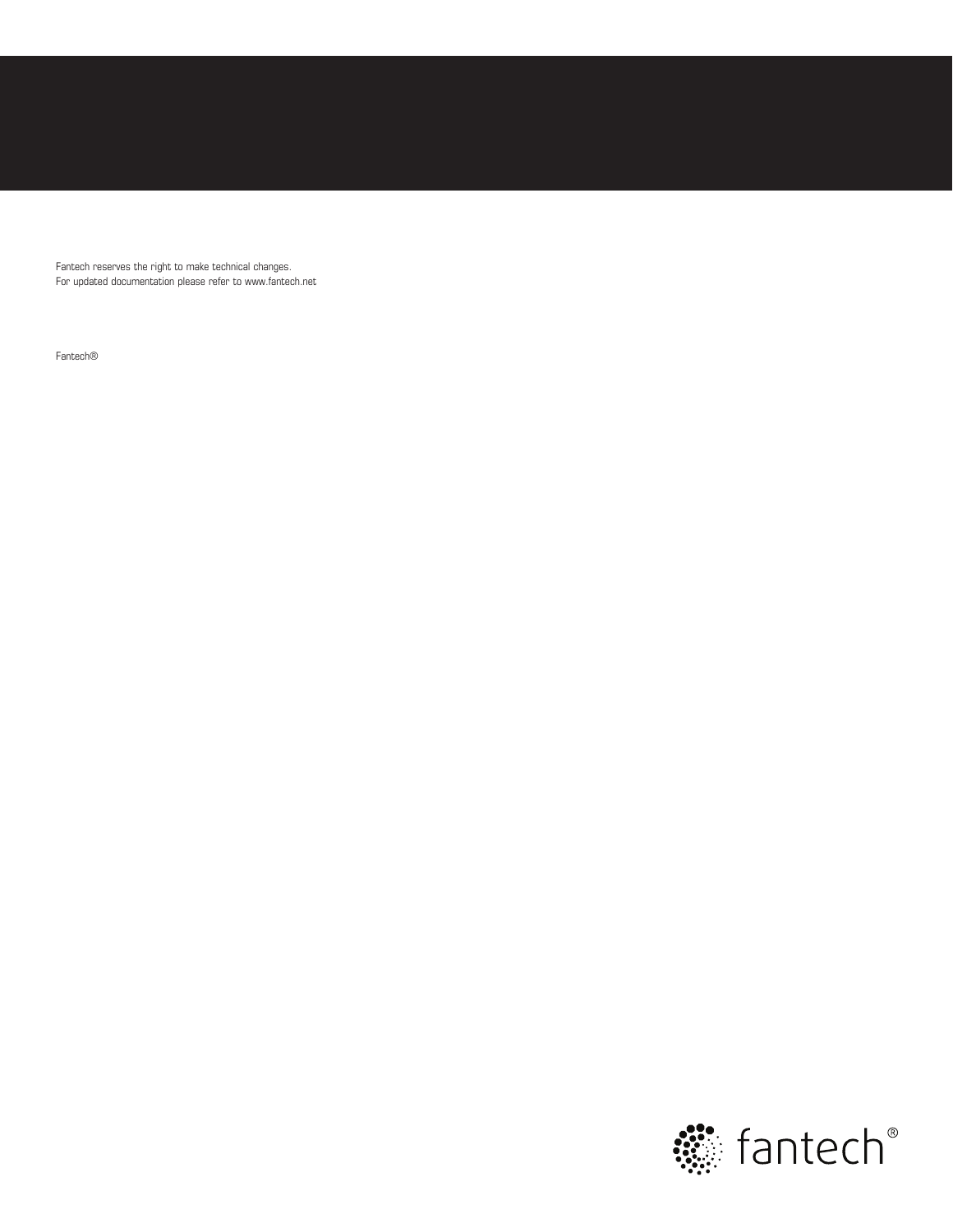Fantech reserves the right to make technical changes.
For updated documentation please refer to www.fantech.net

Fantech®

fantech®